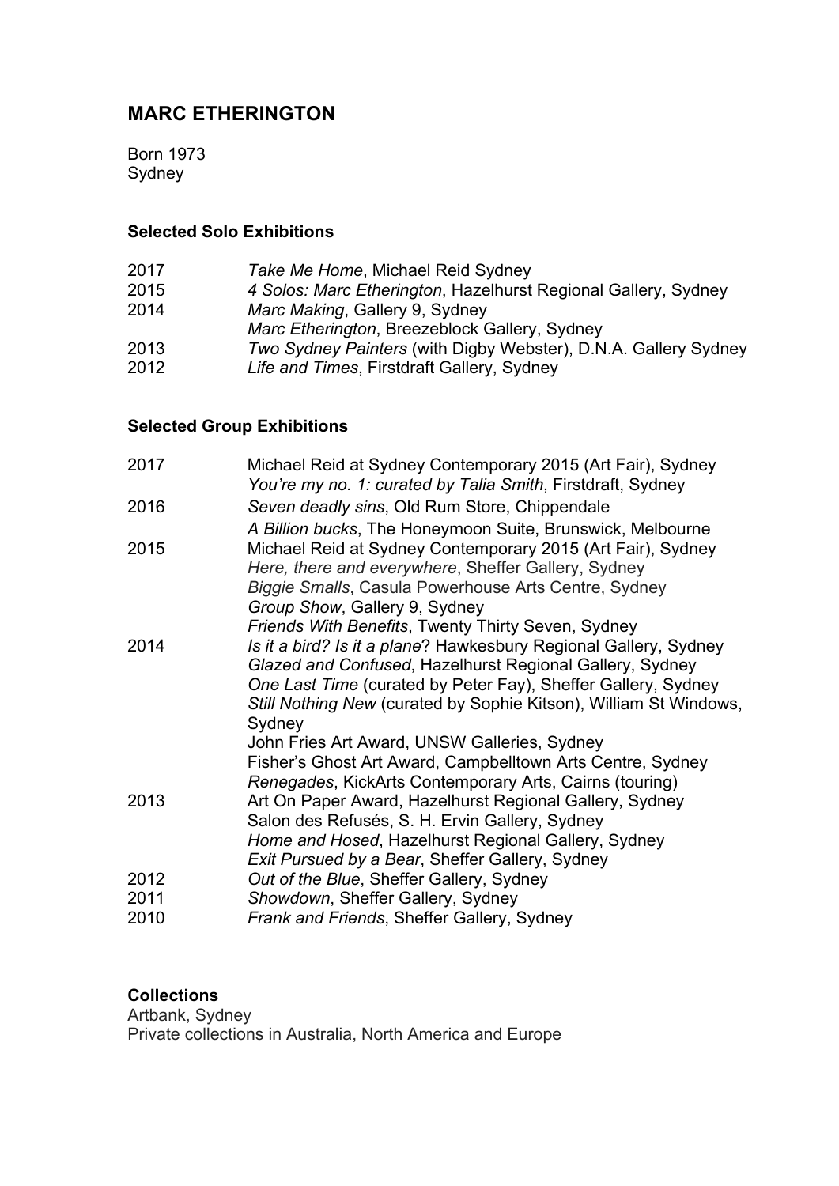# MARC ETHERINGTON

Born 1973
Sydney

### Selected Solo Exhibitions

2017 *Take Me Home*, Michael Reid Sydney
2015 *4 Solos: Marc Etherington*, Hazelhurst Regional Gallery, Sydney
2014 *Marc Making*, Gallery 9, Sydney
*Marc Etherington*, Breezeblock Gallery, Sydney
2013 *Two Sydney Painters* (with Digby Webster), D.N.A. Gallery Sydney
2012 *Life and Times*, Firstdraft Gallery, Sydney

### Selected Group Exhibitions

2017 Michael Reid at Sydney Contemporary 2015 (Art Fair), Sydney
*You're my no. 1: curated by Talia Smith*, Firstdraft, Sydney
2016 *Seven deadly sins*, Old Rum Store, Chippendale
*A Billion bucks*, The Honeymoon Suite, Brunswick, Melbourne
2015 Michael Reid at Sydney Contemporary 2015 (Art Fair), Sydney
*Here, there and everywhere*, Sheffer Gallery, Sydney
*Biggie Smalls*, Casula Powerhouse Arts Centre, Sydney
*Group Show*, Gallery 9, Sydney
*Friends With Benefits*, Twenty Thirty Seven, Sydney
2014 *Is it a bird? Is it a plane*? Hawkesbury Regional Gallery, Sydney
*Glazed and Confused*, Hazelhurst Regional Gallery, Sydney
*One Last Time* (curated by Peter Fay), Sheffer Gallery, Sydney
*Still Nothing New* (curated by Sophie Kitson), William St Windows, Sydney
John Fries Art Award, UNSW Galleries, Sydney
Fisher's Ghost Art Award, Campbelltown Arts Centre, Sydney
*Renegades*, KickArts Contemporary Arts, Cairns (touring)
2013 Art On Paper Award, Hazelhurst Regional Gallery, Sydney
Salon des Refusés, S. H. Ervin Gallery, Sydney
*Home and Hosed*, Hazelhurst Regional Gallery, Sydney
*Exit Pursued by a Bear*, Sheffer Gallery, Sydney
2012 *Out of the Blue*, Sheffer Gallery, Sydney
2011 *Showdown*, Sheffer Gallery, Sydney
2010 *Frank and Friends*, Sheffer Gallery, Sydney

### Collections

Artbank, Sydney
Private collections in Australia, North America and Europe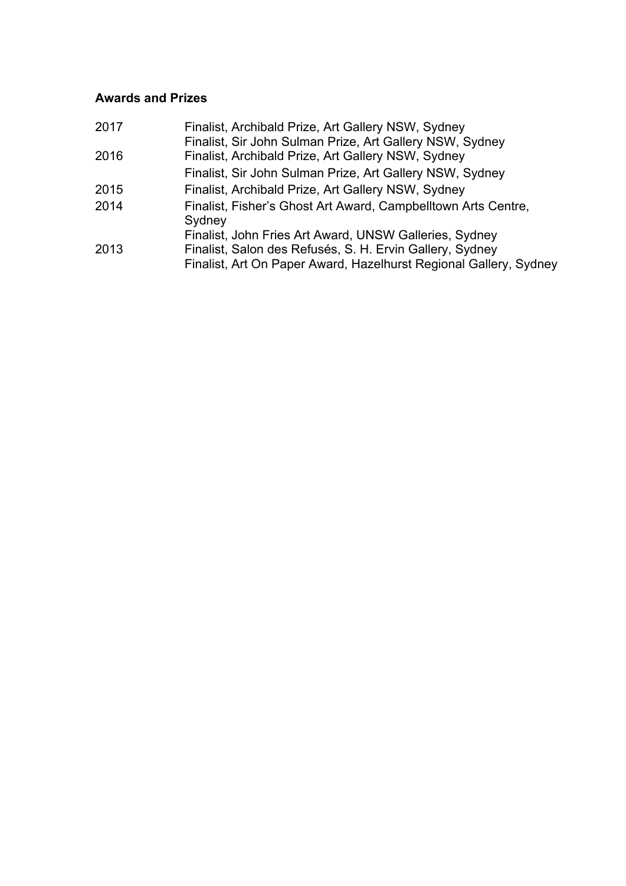**Awards and Prizes**

| | |
|---|---|
| 2017 | Finalist, Archibald Prize, Art Gallery NSW, Sydney |
| | Finalist, Sir John Sulman Prize, Art Gallery NSW, Sydney |
| 2016 | Finalist, Archibald Prize, Art Gallery NSW, Sydney |
| | Finalist, Sir John Sulman Prize, Art Gallery NSW, Sydney |
| 2015 | Finalist, Archibald Prize, Art Gallery NSW, Sydney |
| 2014 | Finalist, Fisher's Ghost Art Award, Campbelltown Arts Centre, Sydney |
| | Finalist, John Fries Art Award, UNSW Galleries, Sydney |
| 2013 | Finalist, Salon des Refusés, S. H. Ervin Gallery, Sydney |
| | Finalist, Art On Paper Award, Hazelhurst Regional Gallery, Sydney |